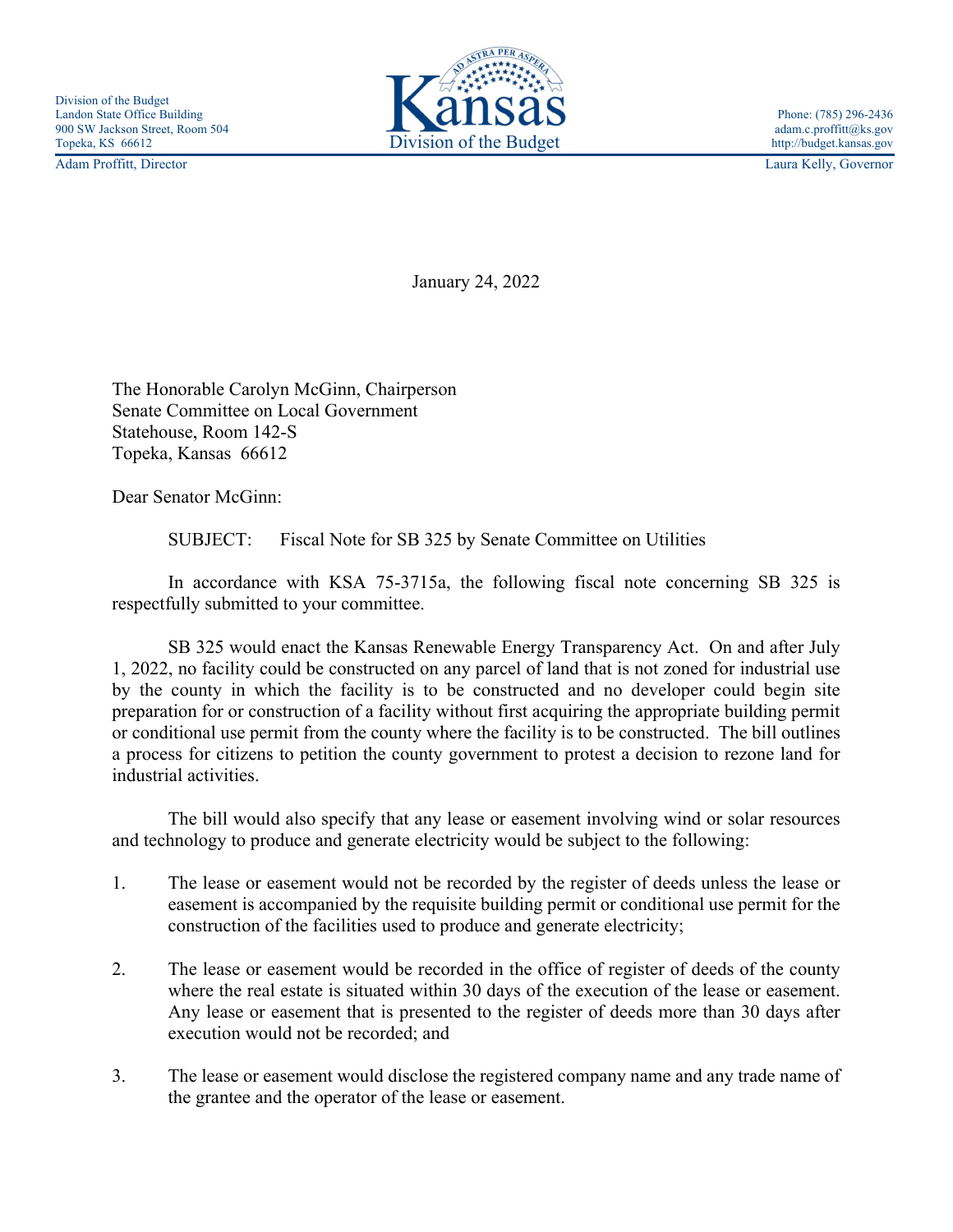Division of the Budget
Landon State Office Building
900 SW Jackson Street, Room 504
Topeka, KS 66612

Adam Proffitt, Director

Kansas
Division of the Budget

Phone: (785) 296-2436
adam.c.proffitt@ks.gov
http://budget.kansas.gov

Laura Kelly, Governor

January 24, 2022

The Honorable Carolyn McGinn, Chairperson
Senate Committee on Local Government
Statehouse, Room 142-S
Topeka, Kansas 66612

Dear Senator McGinn:

SUBJECT: Fiscal Note for SB 325 by Senate Committee on Utilities

In accordance with KSA 75-3715a, the following fiscal note concerning SB 325 is respectfully submitted to your committee.

SB 325 would enact the Kansas Renewable Energy Transparency Act. On and after July 1, 2022, no facility could be constructed on any parcel of land that is not zoned for industrial use by the county in which the facility is to be constructed and no developer could begin site preparation for or construction of a facility without first acquiring the appropriate building permit or conditional use permit from the county where the facility is to be constructed. The bill outlines a process for citizens to petition the county government to protest a decision to rezone land for industrial activities.

The bill would also specify that any lease or easement involving wind or solar resources and technology to produce and generate electricity would be subject to the following:

1. The lease or easement would not be recorded by the register of deeds unless the lease or easement is accompanied by the requisite building permit or conditional use permit for the construction of the facilities used to produce and generate electricity;

2. The lease or easement would be recorded in the office of register of deeds of the county where the real estate is situated within 30 days of the execution of the lease or easement. Any lease or easement that is presented to the register of deeds more than 30 days after execution would not be recorded; and

3. The lease or easement would disclose the registered company name and any trade name of the grantee and the operator of the lease or easement.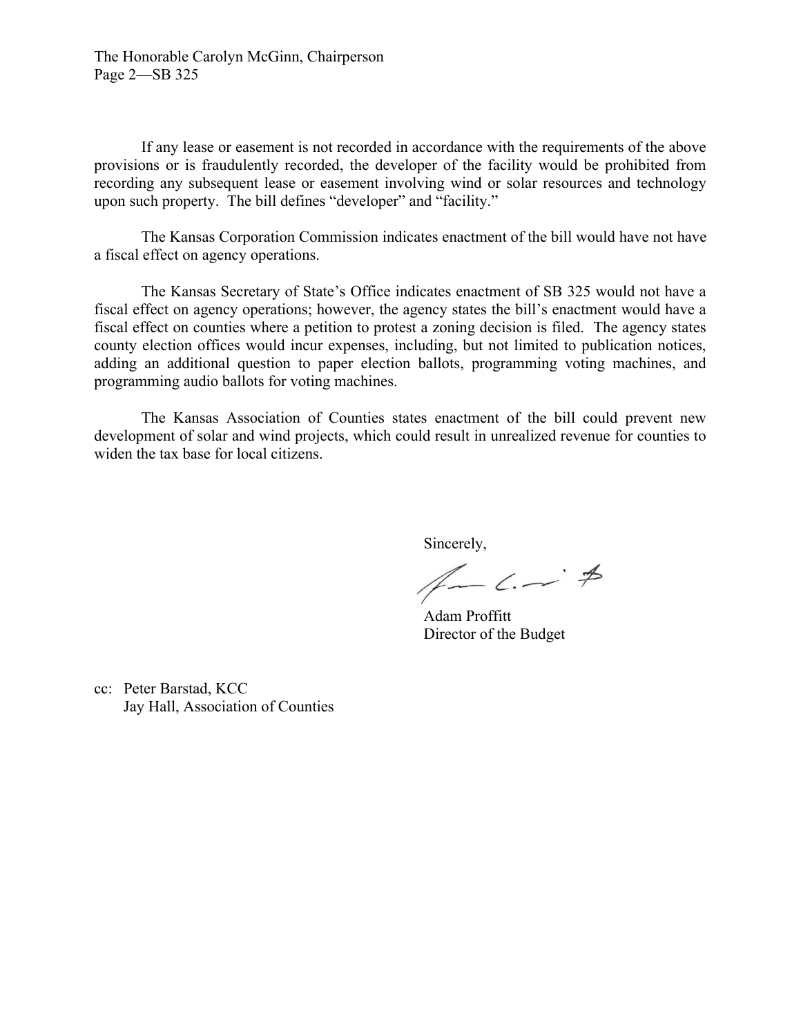If any lease or easement is not recorded in accordance with the requirements of the above provisions or is fraudulently recorded, the developer of the facility would be prohibited from recording any subsequent lease or easement involving wind or solar resources and technology upon such property. The bill defines "developer" and "facility."

The Kansas Corporation Commission indicates enactment of the bill would have not have a fiscal effect on agency operations.

The Kansas Secretary of State's Office indicates enactment of SB 325 would not have a fiscal effect on agency operations; however, the agency states the bill's enactment would have a fiscal effect on counties where a petition to protest a zoning decision is filed. The agency states county election offices would incur expenses, including, but not limited to publication notices, adding an additional question to paper election ballots, programming voting machines, and programming audio ballots for voting machines.

The Kansas Association of Counties states enactment of the bill could prevent new development of solar and wind projects, which could result in unrealized revenue for counties to widen the tax base for local citizens.

Sincerely,

Adam Proffitt
Director of the Budget

cc: Peter Barstad, KCC
Jay Hall, Association of Counties